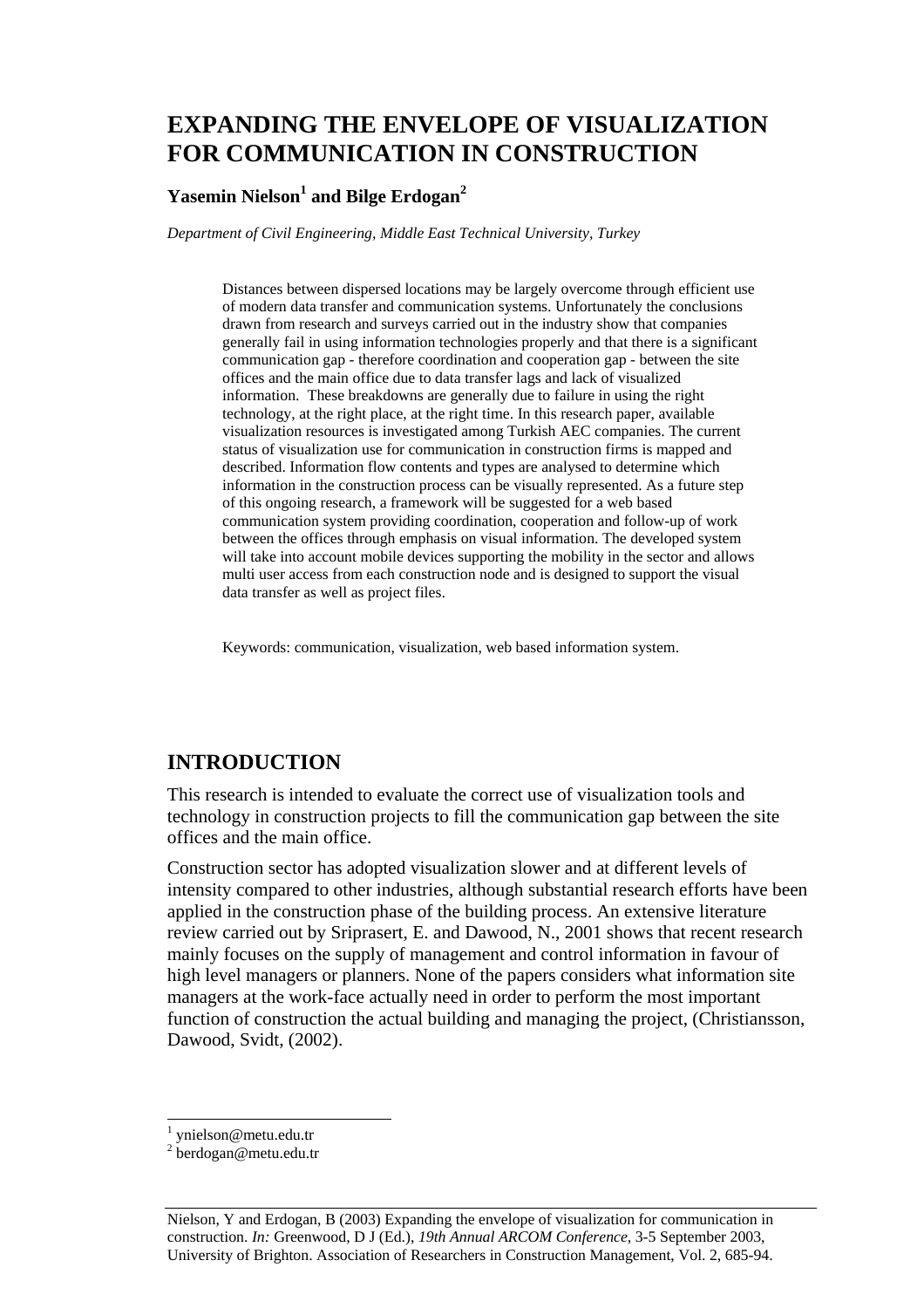# EXPANDING THE ENVELOPE OF VISUALIZATION FOR COMMUNICATION IN CONSTRUCTION

**Yasemin Nielson[1] and Bilge Erdogan[2]**

*Department of Civil Engineering, Middle East Technical University, Turkey*

Distances between dispersed locations may be largely overcome through efficient use of modern data transfer and communication systems. Unfortunately the conclusions drawn from research and surveys carried out in the industry show that companies generally fail in using information technologies properly and that there is a significant communication gap - therefore coordination and cooperation gap - between the site offices and the main office due to data transfer lags and lack of visualized information. These breakdowns are generally due to failure in using the right technology, at the right place, at the right time. In this research paper, available visualization resources is investigated among Turkish AEC companies. The current status of visualization use for communication in construction firms is mapped and described. Information flow contents and types are analysed to determine which information in the construction process can be visually represented. As a future step of this ongoing research, a framework will be suggested for a web based communication system providing coordination, cooperation and follow-up of work between the offices through emphasis on visual information. The developed system will take into account mobile devices supporting the mobility in the sector and allows multi user access from each construction node and is designed to support the visual data transfer as well as project files.

Keywords: communication, visualization, web based information system.

## INTRODUCTION

This research is intended to evaluate the correct use of visualization tools and technology in construction projects to fill the communication gap between the site offices and the main office.

Construction sector has adopted visualization slower and at different levels of intensity compared to other industries, although substantial research efforts have been applied in the construction phase of the building process. An extensive literature review carried out by Sriprasert, E. and Dawood, N., 2001 shows that recent research mainly focuses on the supply of management and control information in favour of high level managers or planners. None of the papers considers what information site managers at the work-face actually need in order to perform the most important function of construction the actual building and managing the project, (Christiansson, Dawood, Svidt, (2002).

[1] ynielson@metu.edu.tr
[2] berdogan@metu.edu.tr

Nielson, Y and Erdogan, B (2003) Expanding the envelope of visualization for communication in construction. *In:* Greenwood, D J (Ed.), *19th Annual ARCOM Conference*, 3-5 September 2003, University of Brighton. Association of Researchers in Construction Management, Vol. 2, 685-94.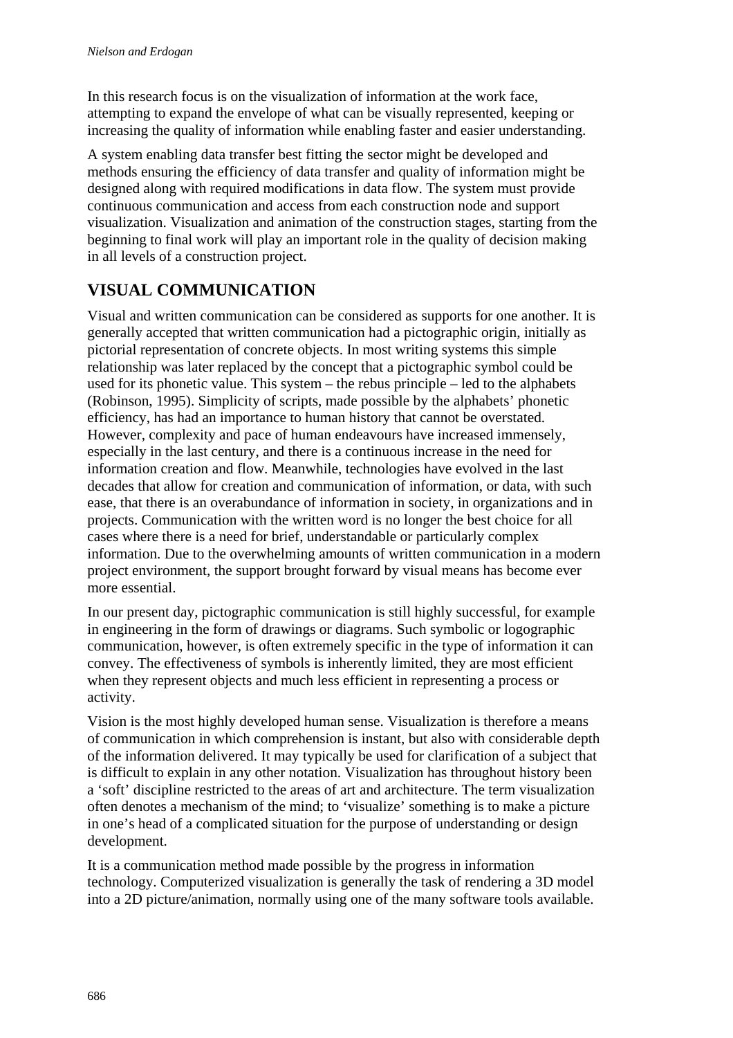In this research focus is on the visualization of information at the work face, attempting to expand the envelope of what can be visually represented, keeping or increasing the quality of information while enabling faster and easier understanding.

A system enabling data transfer best fitting the sector might be developed and methods ensuring the efficiency of data transfer and quality of information might be designed along with required modifications in data flow. The system must provide continuous communication and access from each construction node and support visualization. Visualization and animation of the construction stages, starting from the beginning to final work will play an important role in the quality of decision making in all levels of a construction project.

## VISUAL COMMUNICATION

Visual and written communication can be considered as supports for one another. It is generally accepted that written communication had a pictographic origin, initially as pictorial representation of concrete objects. In most writing systems this simple relationship was later replaced by the concept that a pictographic symbol could be used for its phonetic value. This system – the rebus principle – led to the alphabets (Robinson, 1995). Simplicity of scripts, made possible by the alphabets' phonetic efficiency, has had an importance to human history that cannot be overstated. However, complexity and pace of human endeavours have increased immensely, especially in the last century, and there is a continuous increase in the need for information creation and flow. Meanwhile, technologies have evolved in the last decades that allow for creation and communication of information, or data, with such ease, that there is an overabundance of information in society, in organizations and in projects. Communication with the written word is no longer the best choice for all cases where there is a need for brief, understandable or particularly complex information. Due to the overwhelming amounts of written communication in a modern project environment, the support brought forward by visual means has become ever more essential.

In our present day, pictographic communication is still highly successful, for example in engineering in the form of drawings or diagrams. Such symbolic or logographic communication, however, is often extremely specific in the type of information it can convey. The effectiveness of symbols is inherently limited, they are most efficient when they represent objects and much less efficient in representing a process or activity.

Vision is the most highly developed human sense. Visualization is therefore a means of communication in which comprehension is instant, but also with considerable depth of the information delivered. It may typically be used for clarification of a subject that is difficult to explain in any other notation. Visualization has throughout history been a 'soft' discipline restricted to the areas of art and architecture. The term visualization often denotes a mechanism of the mind; to 'visualize' something is to make a picture in one's head of a complicated situation for the purpose of understanding or design development.

It is a communication method made possible by the progress in information technology. Computerized visualization is generally the task of rendering a 3D model into a 2D picture/animation, normally using one of the many software tools available.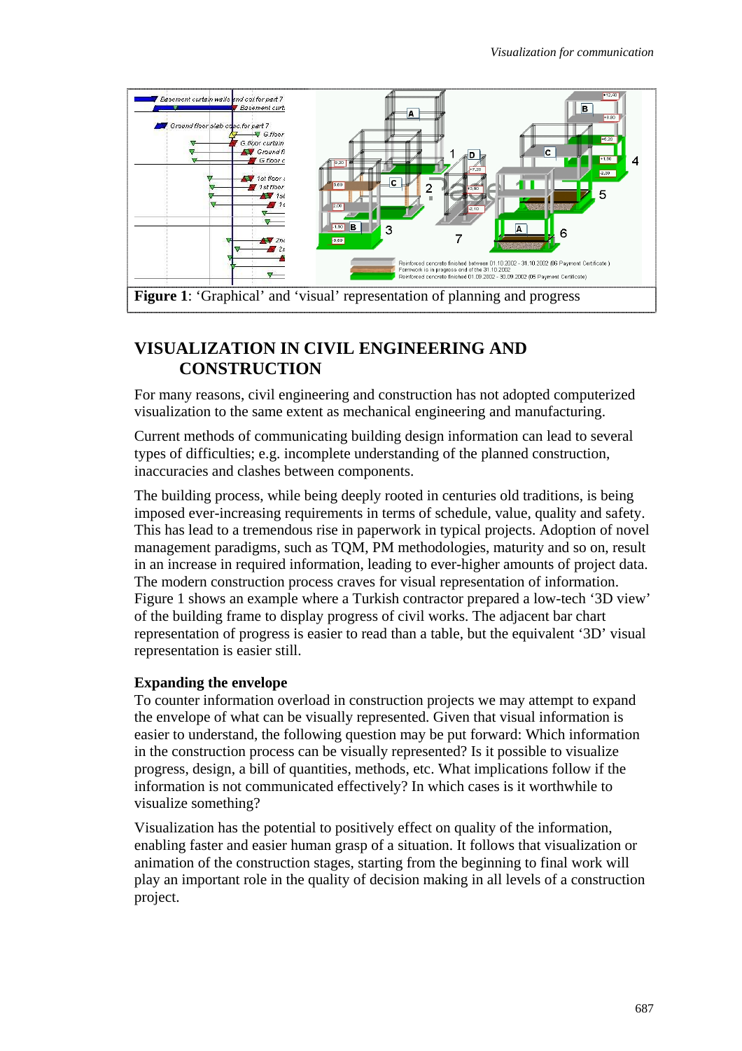**Figure 1**: 'Graphical' and 'visual' representation of planning and progress

## VISUALIZATION IN CIVIL ENGINEERING AND CONSTRUCTION

For many reasons, civil engineering and construction has not adopted computerized visualization to the same extent as mechanical engineering and manufacturing.

Current methods of communicating building design information can lead to several types of difficulties; e.g. incomplete understanding of the planned construction, inaccuracies and clashes between components.

The building process, while being deeply rooted in centuries old traditions, is being imposed ever-increasing requirements in terms of schedule, value, quality and safety. This has lead to a tremendous rise in paperwork in typical projects. Adoption of novel management paradigms, such as TQM, PM methodologies, maturity and so on, result in an increase in required information, leading to ever-higher amounts of project data. The modern construction process craves for visual representation of information. Figure 1 shows an example where a Turkish contractor prepared a low-tech '3D view' of the building frame to display progress of civil works. The adjacent bar chart representation of progress is easier to read than a table, but the equivalent '3D' visual representation is easier still.

### Expanding the envelope

To counter information overload in construction projects we may attempt to expand the envelope of what can be visually represented. Given that visual information is easier to understand, the following question may be put forward: Which information in the construction process can be visually represented? Is it possible to visualize progress, design, a bill of quantities, methods, etc. What implications follow if the information is not communicated effectively? In which cases is it worthwhile to visualize something?

Visualization has the potential to positively effect on quality of the information, enabling faster and easier human grasp of a situation. It follows that visualization or animation of the construction stages, starting from the beginning to final work will play an important role in the quality of decision making in all levels of a construction project.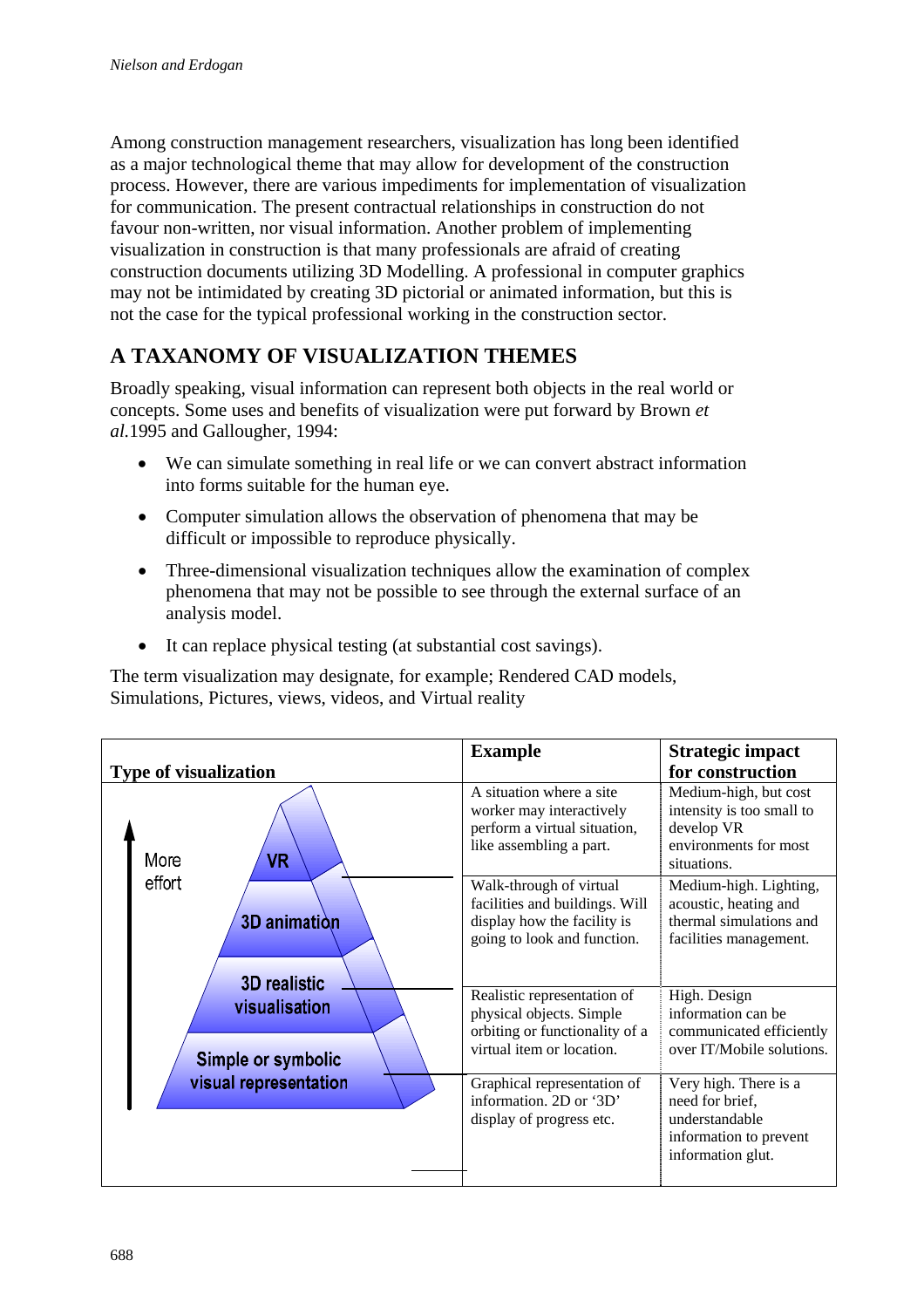Among construction management researchers, visualization has long been identified as a major technological theme that may allow for development of the construction process. However, there are various impediments for implementation of visualization for communication. The present contractual relationships in construction do not favour non-written, nor visual information. Another problem of implementing visualization in construction is that many professionals are afraid of creating construction documents utilizing 3D Modelling. A professional in computer graphics may not be intimidated by creating 3D pictorial or animated information, but this is not the case for the typical professional working in the construction sector.

## A TAXANOMY OF VISUALIZATION THEMES

Broadly speaking, visual information can represent both objects in the real world or concepts. Some uses and benefits of visualization were put forward by Brown *et al.*1995 and Gallougher, 1994:

- We can simulate something in real life or we can convert abstract information into forms suitable for the human eye.
- Computer simulation allows the observation of phenomena that may be difficult or impossible to reproduce physically.
- Three-dimensional visualization techniques allow the examination of complex phenomena that may not be possible to see through the external surface of an analysis model.
- It can replace physical testing (at substantial cost savings).

The term visualization may designate, for example; Rendered CAD models, Simulations, Pictures, views, videos, and Virtual reality

| Type of visualization (More effort ↑) | Example | Strategic impact for construction |
|---|---|---|
| VR | A situation where a site worker may interactively perform a virtual situation, like assembling a part. | Medium-high, but cost intensity is too small to develop VR environments for most situations. |
| 3D animation | Walk-through of virtual facilities and buildings. Will display how the facility is going to look and function. | Medium-high. Lighting, acoustic, heating and thermal simulations and facilities management. |
| 3D realistic visualisation | Realistic representation of physical objects. Simple orbiting or functionality of a virtual item or location. | High. Design information can be communicated efficiently over IT/Mobile solutions. |
| Simple or symbolic visual representation | Graphical representation of information. 2D or '3D' display of progress etc. | Very high. There is a need for brief, understandable information to prevent information glut. |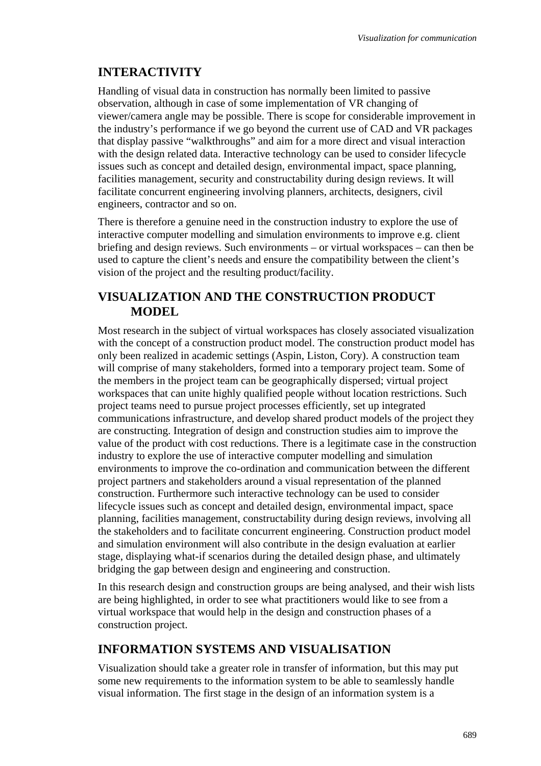## INTERACTIVITY

Handling of visual data in construction has normally been limited to passive observation, although in case of some implementation of VR changing of viewer/camera angle may be possible. There is scope for considerable improvement in the industry's performance if we go beyond the current use of CAD and VR packages that display passive "walkthroughs" and aim for a more direct and visual interaction with the design related data. Interactive technology can be used to consider lifecycle issues such as concept and detailed design, environmental impact, space planning, facilities management, security and constructability during design reviews. It will facilitate concurrent engineering involving planners, architects, designers, civil engineers, contractor and so on.

There is therefore a genuine need in the construction industry to explore the use of interactive computer modelling and simulation environments to improve e.g. client briefing and design reviews. Such environments – or virtual workspaces – can then be used to capture the client's needs and ensure the compatibility between the client's vision of the project and the resulting product/facility.

## VISUALIZATION AND THE CONSTRUCTION PRODUCT MODEL

Most research in the subject of virtual workspaces has closely associated visualization with the concept of a construction product model. The construction product model has only been realized in academic settings (Aspin, Liston, Cory). A construction team will comprise of many stakeholders, formed into a temporary project team. Some of the members in the project team can be geographically dispersed; virtual project workspaces that can unite highly qualified people without location restrictions. Such project teams need to pursue project processes efficiently, set up integrated communications infrastructure, and develop shared product models of the project they are constructing. Integration of design and construction studies aim to improve the value of the product with cost reductions. There is a legitimate case in the construction industry to explore the use of interactive computer modelling and simulation environments to improve the co-ordination and communication between the different project partners and stakeholders around a visual representation of the planned construction. Furthermore such interactive technology can be used to consider lifecycle issues such as concept and detailed design, environmental impact, space planning, facilities management, constructability during design reviews, involving all the stakeholders and to facilitate concurrent engineering. Construction product model and simulation environment will also contribute in the design evaluation at earlier stage, displaying what-if scenarios during the detailed design phase, and ultimately bridging the gap between design and engineering and construction.

In this research design and construction groups are being analysed, and their wish lists are being highlighted, in order to see what practitioners would like to see from a virtual workspace that would help in the design and construction phases of a construction project.

## INFORMATION SYSTEMS AND VISUALISATION

Visualization should take a greater role in transfer of information, but this may put some new requirements to the information system to be able to seamlessly handle visual information. The first stage in the design of an information system is a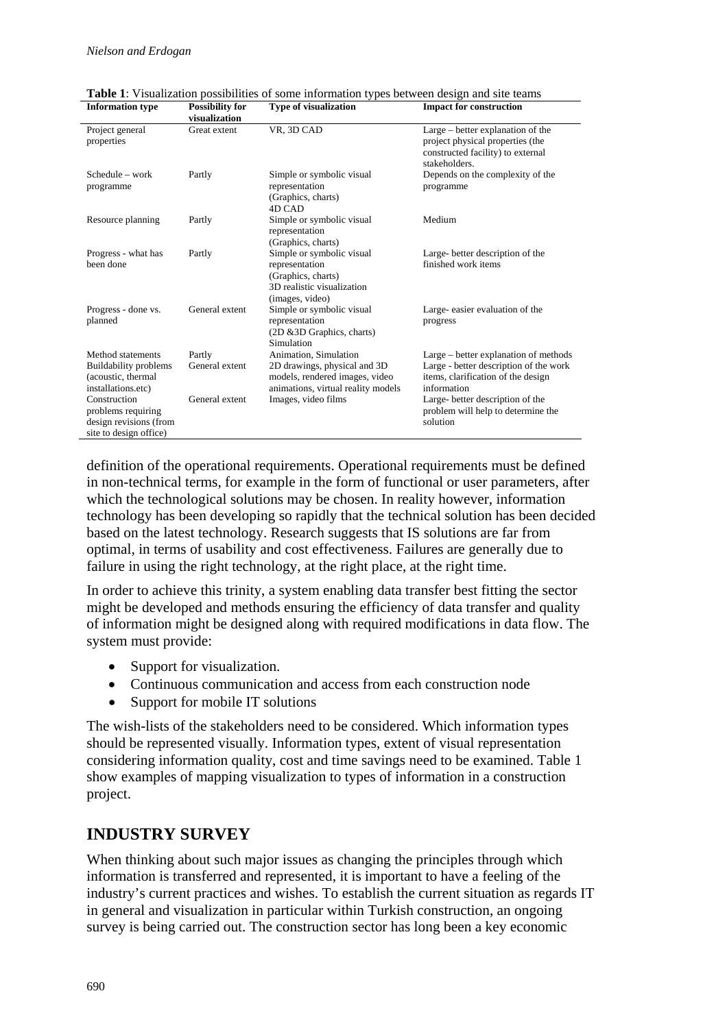**Table 1**: Visualization possibilities of some information types between design and site teams

| Information type | Possibility for visualization | Type of visualization | Impact for construction |
|---|---|---|---|
| Project general properties | Great extent | VR, 3D CAD | Large – better explanation of the project physical properties (the constructed facility) to external stakeholders. |
| Schedule – work programme | Partly | Simple or symbolic visual representation (Graphics, charts) 4D CAD | Depends on the complexity of the programme |
| Resource planning | Partly | Simple or symbolic visual representation (Graphics, charts) | Medium |
| Progress - what has been done | Partly | Simple or symbolic visual representation (Graphics, charts) 3D realistic visualization (images, video) | Large- better description of the finished work items |
| Progress - done vs. planned | General extent | Simple or symbolic visual representation (2D &3D Graphics, charts) Simulation | Large- easier evaluation of the progress |
| Method statements | Partly | Animation, Simulation | Large – better explanation of methods |
| Buildability problems (acoustic, thermal installations.etc) | General extent | 2D drawings, physical and 3D models, rendered images, video animations, virtual reality models | Large - better description of the work items, clarification of the design information |
| Construction problems requiring design revisions (from site to design office) | General extent | Images, video films | Large- better description of the problem will help to determine the solution |

definition of the operational requirements. Operational requirements must be defined in non-technical terms, for example in the form of functional or user parameters, after which the technological solutions may be chosen. In reality however, information technology has been developing so rapidly that the technical solution has been decided based on the latest technology. Research suggests that IS solutions are far from optimal, in terms of usability and cost effectiveness. Failures are generally due to failure in using the right technology, at the right place, at the right time.

In order to achieve this trinity, a system enabling data transfer best fitting the sector might be developed and methods ensuring the efficiency of data transfer and quality of information might be designed along with required modifications in data flow. The system must provide:

- Support for visualization.
- Continuous communication and access from each construction node
- Support for mobile IT solutions

The wish-lists of the stakeholders need to be considered. Which information types should be represented visually. Information types, extent of visual representation considering information quality, cost and time savings need to be examined. Table 1 show examples of mapping visualization to types of information in a construction project.

## INDUSTRY SURVEY

When thinking about such major issues as changing the principles through which information is transferred and represented, it is important to have a feeling of the industry's current practices and wishes. To establish the current situation as regards IT in general and visualization in particular within Turkish construction, an ongoing survey is being carried out. The construction sector has long been a key economic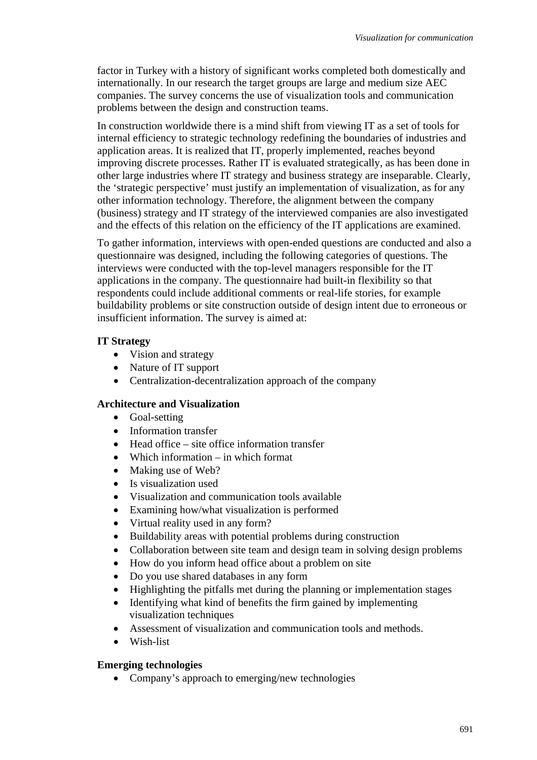factor in Turkey with a history of significant works completed both domestically and internationally. In our research the target groups are large and medium size AEC companies. The survey concerns the use of visualization tools and communication problems between the design and construction teams.

In construction worldwide there is a mind shift from viewing IT as a set of tools for internal efficiency to strategic technology redefining the boundaries of industries and application areas. It is realized that IT, properly implemented, reaches beyond improving discrete processes. Rather IT is evaluated strategically, as has been done in other large industries where IT strategy and business strategy are inseparable. Clearly, the 'strategic perspective' must justify an implementation of visualization, as for any other information technology. Therefore, the alignment between the company (business) strategy and IT strategy of the interviewed companies are also investigated and the effects of this relation on the efficiency of the IT applications are examined.

To gather information, interviews with open-ended questions are conducted and also a questionnaire was designed, including the following categories of questions. The interviews were conducted with the top-level managers responsible for the IT applications in the company. The questionnaire had built-in flexibility so that respondents could include additional comments or real-life stories, for example buildability problems or site construction outside of design intent due to erroneous or insufficient information. The survey is aimed at:

**IT Strategy**

- Vision and strategy
- Nature of IT support
- Centralization-decentralization approach of the company

**Architecture and Visualization**

- Goal-setting
- Information transfer
- Head office – site office information transfer
- Which information – in which format
- Making use of Web?
- Is visualization used
- Visualization and communication tools available
- Examining how/what visualization is performed
- Virtual reality used in any form?
- Buildability areas with potential problems during construction
- Collaboration between site team and design team in solving design problems
- How do you inform head office about a problem on site
- Do you use shared databases in any form
- Highlighting the pitfalls met during the planning or implementation stages
- Identifying what kind of benefits the firm gained by implementing visualization techniques
- Assessment of visualization and communication tools and methods.
- Wish-list

**Emerging technologies**

- Company's approach to emerging/new technologies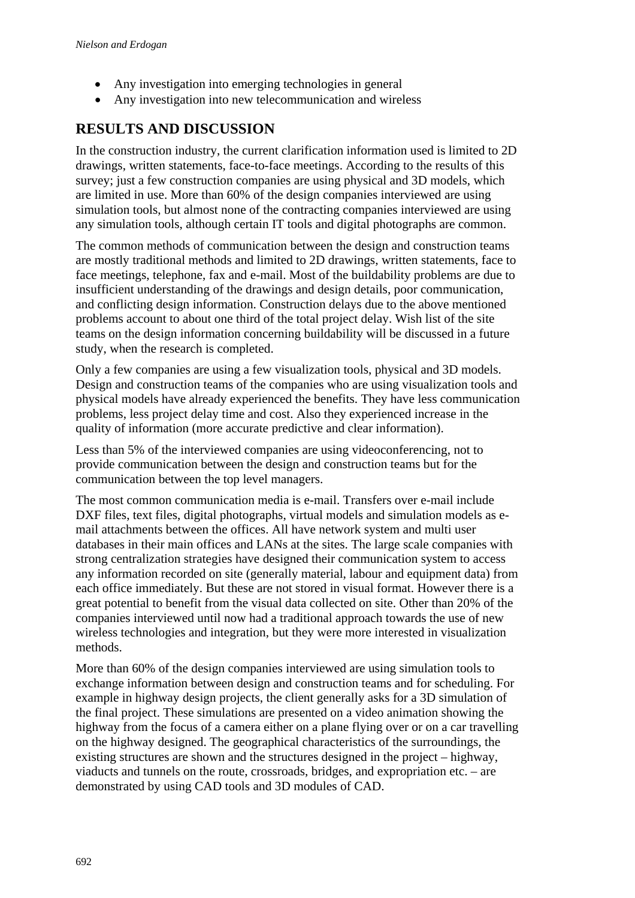- Any investigation into emerging technologies in general
- Any investigation into new telecommunication and wireless

## RESULTS AND DISCUSSION

In the construction industry, the current clarification information used is limited to 2D drawings, written statements, face-to-face meetings. According to the results of this survey; just a few construction companies are using physical and 3D models, which are limited in use. More than 60% of the design companies interviewed are using simulation tools, but almost none of the contracting companies interviewed are using any simulation tools, although certain IT tools and digital photographs are common.

The common methods of communication between the design and construction teams are mostly traditional methods and limited to 2D drawings, written statements, face to face meetings, telephone, fax and e-mail. Most of the buildability problems are due to insufficient understanding of the drawings and design details, poor communication, and conflicting design information. Construction delays due to the above mentioned problems account to about one third of the total project delay. Wish list of the site teams on the design information concerning buildability will be discussed in a future study, when the research is completed.

Only a few companies are using a few visualization tools, physical and 3D models. Design and construction teams of the companies who are using visualization tools and physical models have already experienced the benefits. They have less communication problems, less project delay time and cost. Also they experienced increase in the quality of information (more accurate predictive and clear information).

Less than 5% of the interviewed companies are using videoconferencing, not to provide communication between the design and construction teams but for the communication between the top level managers.

The most common communication media is e-mail. Transfers over e-mail include DXF files, text files, digital photographs, virtual models and simulation models as e-mail attachments between the offices. All have network system and multi user databases in their main offices and LANs at the sites. The large scale companies with strong centralization strategies have designed their communication system to access any information recorded on site (generally material, labour and equipment data) from each office immediately. But these are not stored in visual format. However there is a great potential to benefit from the visual data collected on site. Other than 20% of the companies interviewed until now had a traditional approach towards the use of new wireless technologies and integration, but they were more interested in visualization methods.

More than 60% of the design companies interviewed are using simulation tools to exchange information between design and construction teams and for scheduling. For example in highway design projects, the client generally asks for a 3D simulation of the final project. These simulations are presented on a video animation showing the highway from the focus of a camera either on a plane flying over or on a car travelling on the highway designed. The geographical characteristics of the surroundings, the existing structures are shown and the structures designed in the project – highway, viaducts and tunnels on the route, crossroads, bridges, and expropriation etc. – are demonstrated by using CAD tools and 3D modules of CAD.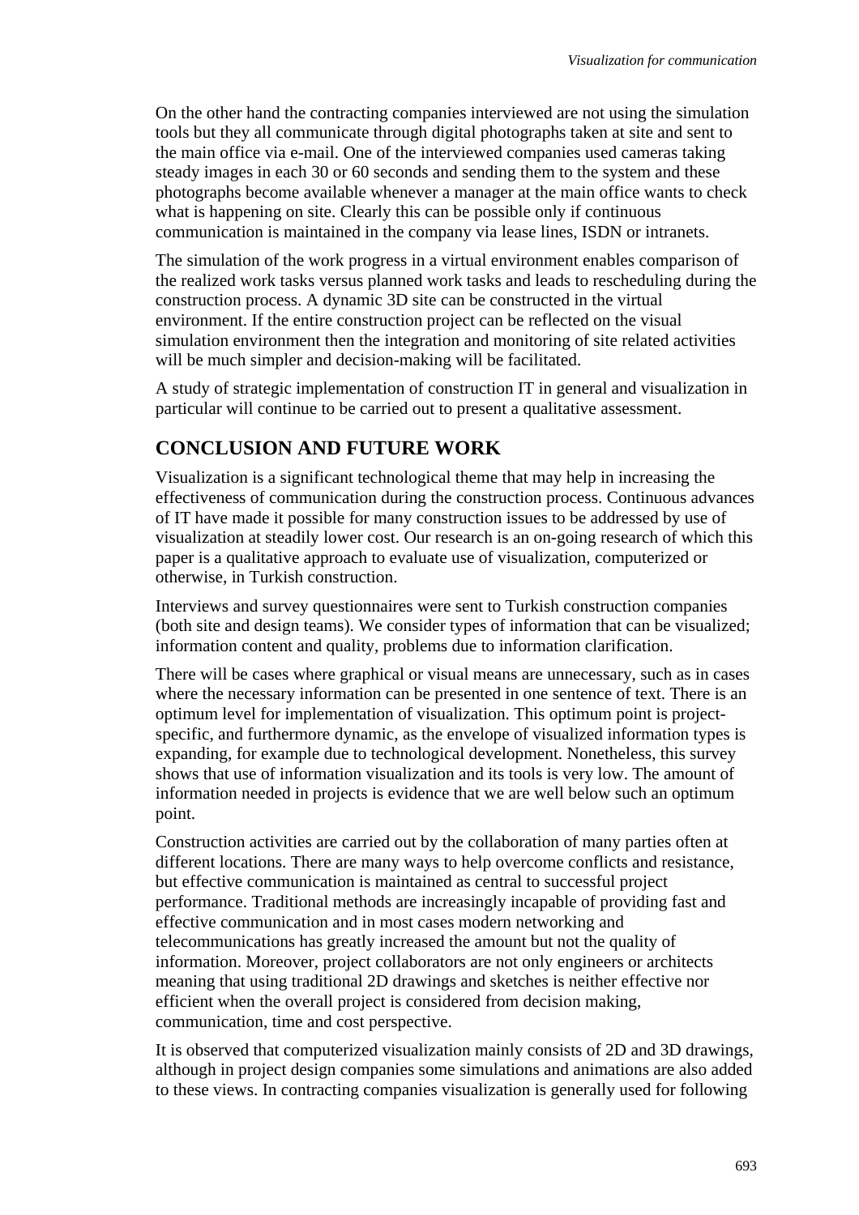On the other hand the contracting companies interviewed are not using the simulation tools but they all communicate through digital photographs taken at site and sent to the main office via e-mail. One of the interviewed companies used cameras taking steady images in each 30 or 60 seconds and sending them to the system and these photographs become available whenever a manager at the main office wants to check what is happening on site. Clearly this can be possible only if continuous communication is maintained in the company via lease lines, ISDN or intranets.

The simulation of the work progress in a virtual environment enables comparison of the realized work tasks versus planned work tasks and leads to rescheduling during the construction process. A dynamic 3D site can be constructed in the virtual environment. If the entire construction project can be reflected on the visual simulation environment then the integration and monitoring of site related activities will be much simpler and decision-making will be facilitated.

A study of strategic implementation of construction IT in general and visualization in particular will continue to be carried out to present a qualitative assessment.

## CONCLUSION AND FUTURE WORK

Visualization is a significant technological theme that may help in increasing the effectiveness of communication during the construction process. Continuous advances of IT have made it possible for many construction issues to be addressed by use of visualization at steadily lower cost. Our research is an on-going research of which this paper is a qualitative approach to evaluate use of visualization, computerized or otherwise, in Turkish construction.

Interviews and survey questionnaires were sent to Turkish construction companies (both site and design teams). We consider types of information that can be visualized; information content and quality, problems due to information clarification.

There will be cases where graphical or visual means are unnecessary, such as in cases where the necessary information can be presented in one sentence of text. There is an optimum level for implementation of visualization. This optimum point is project-specific, and furthermore dynamic, as the envelope of visualized information types is expanding, for example due to technological development. Nonetheless, this survey shows that use of information visualization and its tools is very low. The amount of information needed in projects is evidence that we are well below such an optimum point.

Construction activities are carried out by the collaboration of many parties often at different locations. There are many ways to help overcome conflicts and resistance, but effective communication is maintained as central to successful project performance. Traditional methods are increasingly incapable of providing fast and effective communication and in most cases modern networking and telecommunications has greatly increased the amount but not the quality of information. Moreover, project collaborators are not only engineers or architects meaning that using traditional 2D drawings and sketches is neither effective nor efficient when the overall project is considered from decision making, communication, time and cost perspective.

It is observed that computerized visualization mainly consists of 2D and 3D drawings, although in project design companies some simulations and animations are also added to these views. In contracting companies visualization is generally used for following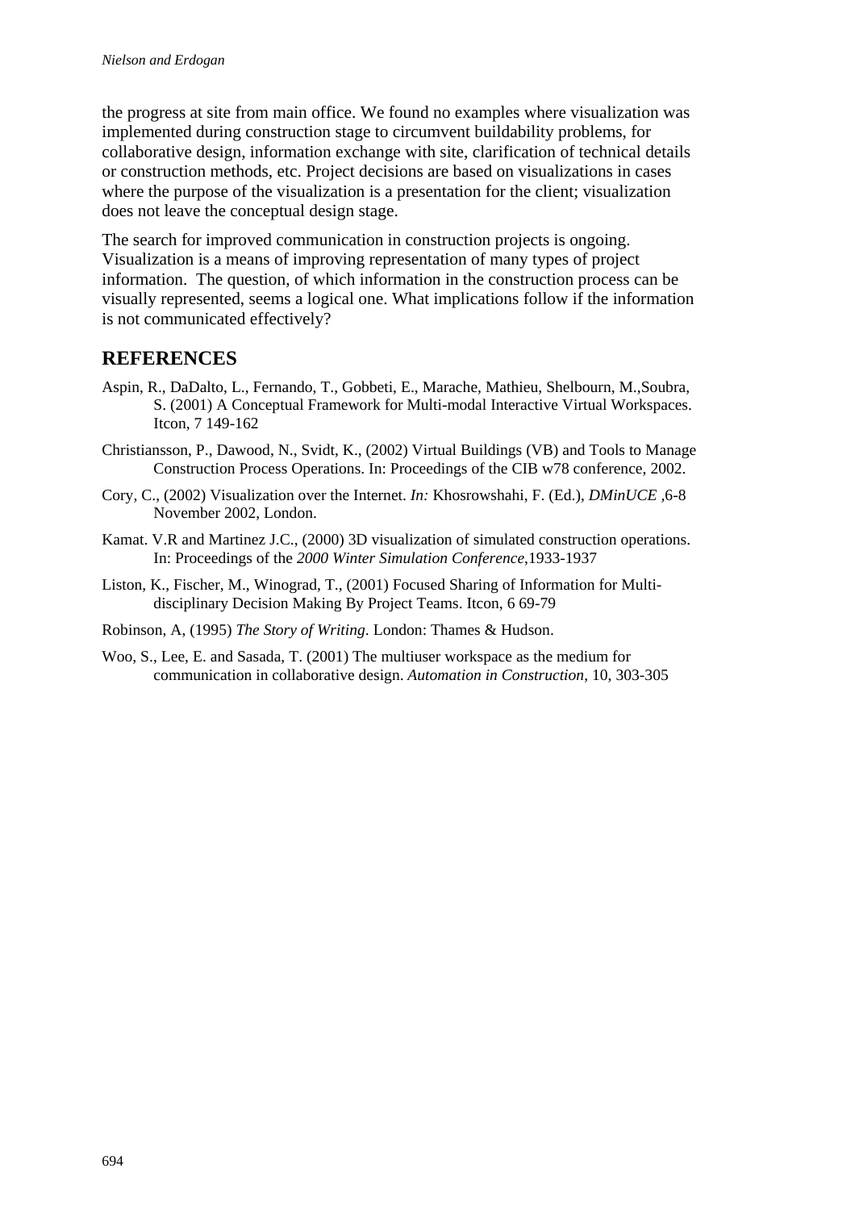the progress at site from main office. We found no examples where visualization was implemented during construction stage to circumvent buildability problems, for collaborative design, information exchange with site, clarification of technical details or construction methods, etc. Project decisions are based on visualizations in cases where the purpose of the visualization is a presentation for the client; visualization does not leave the conceptual design stage.

The search for improved communication in construction projects is ongoing. Visualization is a means of improving representation of many types of project information. The question, of which information in the construction process can be visually represented, seems a logical one. What implications follow if the information is not communicated effectively?

## REFERENCES

Aspin, R., DaDalto, L., Fernando, T., Gobbeti, E., Marache, Mathieu, Shelbourn, M.,Soubra, S. (2001) A Conceptual Framework for Multi-modal Interactive Virtual Workspaces. Itcon, 7 149-162

Christiansson, P., Dawood, N., Svidt, K., (2002) Virtual Buildings (VB) and Tools to Manage Construction Process Operations. In: Proceedings of the CIB w78 conference, 2002.

Cory, C., (2002) Visualization over the Internet. *In:* Khosrowshahi, F. (Ed.), *DMinUCE* ,6-8 November 2002, London.

Kamat. V.R and Martinez J.C., (2000) 3D visualization of simulated construction operations. In: Proceedings of the *2000 Winter Simulation Conference*,1933-1937

Liston, K., Fischer, M., Winograd, T., (2001) Focused Sharing of Information for Multi-disciplinary Decision Making By Project Teams. Itcon, 6 69-79

Robinson, A, (1995) *The Story of Writing*. London: Thames & Hudson.

Woo, S., Lee, E. and Sasada, T. (2001) The multiuser workspace as the medium for communication in collaborative design. *Automation in Construction*, 10, 303-305